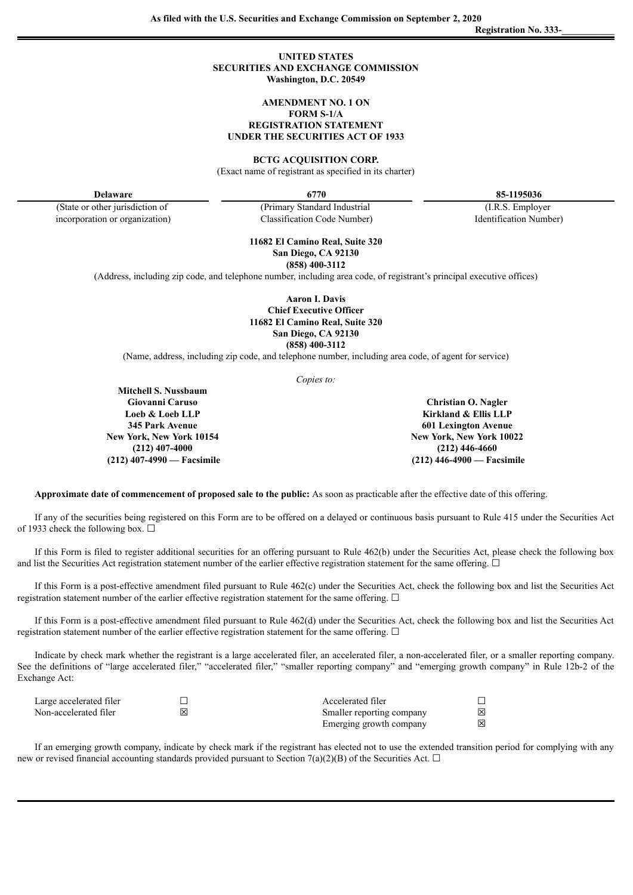**As filed with the U.S. Securities and Exchange Commission on September 2, 2020**

**Registration No. 333-\_\_\_\_\_\_\_\_\_\_\_**

**UNITED STATES**
**SECURITIES AND EXCHANGE COMMISSION**
**Washington, D.C. 20549**

**AMENDMENT NO. 1 ON**
**FORM S-1/A**
**REGISTRATION STATEMENT**
**UNDER THE SECURITIES ACT OF 1933**

**BCTG ACQUISITION CORP.**
(Exact name of registrant as specified in its charter)

| **Delaware** | **6770** | **85-1195036** |
|---|---|---|
| (State or other jurisdiction of incorporation or organization) | (Primary Standard Industrial Classification Code Number) | (I.R.S. Employer Identification Number) |

**11682 El Camino Real, Suite 320**
**San Diego, CA 92130**
**(858) 400-3112**
(Address, including zip code, and telephone number, including area code, of registrant's principal executive offices)

**Aaron I. Davis**
**Chief Executive Officer**
**11682 El Camino Real, Suite 320**
**San Diego, CA 92130**
**(858) 400-3112**
(Name, address, including zip code, and telephone number, including area code, of agent for service)

*Copies to:*

**Mitchell S. Nussbaum**
**Giovanni Caruso**
**Loeb & Loeb LLP**
**345 Park Avenue**
**New York, New York 10154**
**(212) 407-4000**
**(212) 407-4990 — Facsimile**

**Christian O. Nagler**
**Kirkland & Ellis LLP**
**601 Lexington Avenue**
**New York, New York 10022**
**(212) 446-4660**
**(212) 446-4900 — Facsimile**

**Approximate date of commencement of proposed sale to the public:** As soon as practicable after the effective date of this offering.

If any of the securities being registered on this Form are to be offered on a delayed or continuous basis pursuant to Rule 415 under the Securities Act of 1933 check the following box. ☐

If this Form is filed to register additional securities for an offering pursuant to Rule 462(b) under the Securities Act, please check the following box and list the Securities Act registration statement number of the earlier effective registration statement for the same offering. ☐

If this Form is a post-effective amendment filed pursuant to Rule 462(c) under the Securities Act, check the following box and list the Securities Act registration statement number of the earlier effective registration statement for the same offering. ☐

If this Form is a post-effective amendment filed pursuant to Rule 462(d) under the Securities Act, check the following box and list the Securities Act registration statement number of the earlier effective registration statement for the same offering. ☐

Indicate by check mark whether the registrant is a large accelerated filer, an accelerated filer, a non-accelerated filer, or a smaller reporting company. See the definitions of "large accelerated filer," "accelerated filer," "smaller reporting company" and "emerging growth company" in Rule 12b-2 of the Exchange Act:

| | | | |
|---|---|---|---|
| Large accelerated filer | ☐ | Accelerated filer | ☐ |
| Non-accelerated filer | ☒ | Smaller reporting company | ☒ |
| | | Emerging growth company | ☒ |

If an emerging growth company, indicate by check mark if the registrant has elected not to use the extended transition period for complying with any new or revised financial accounting standards provided pursuant to Section 7(a)(2)(B) of the Securities Act. ☐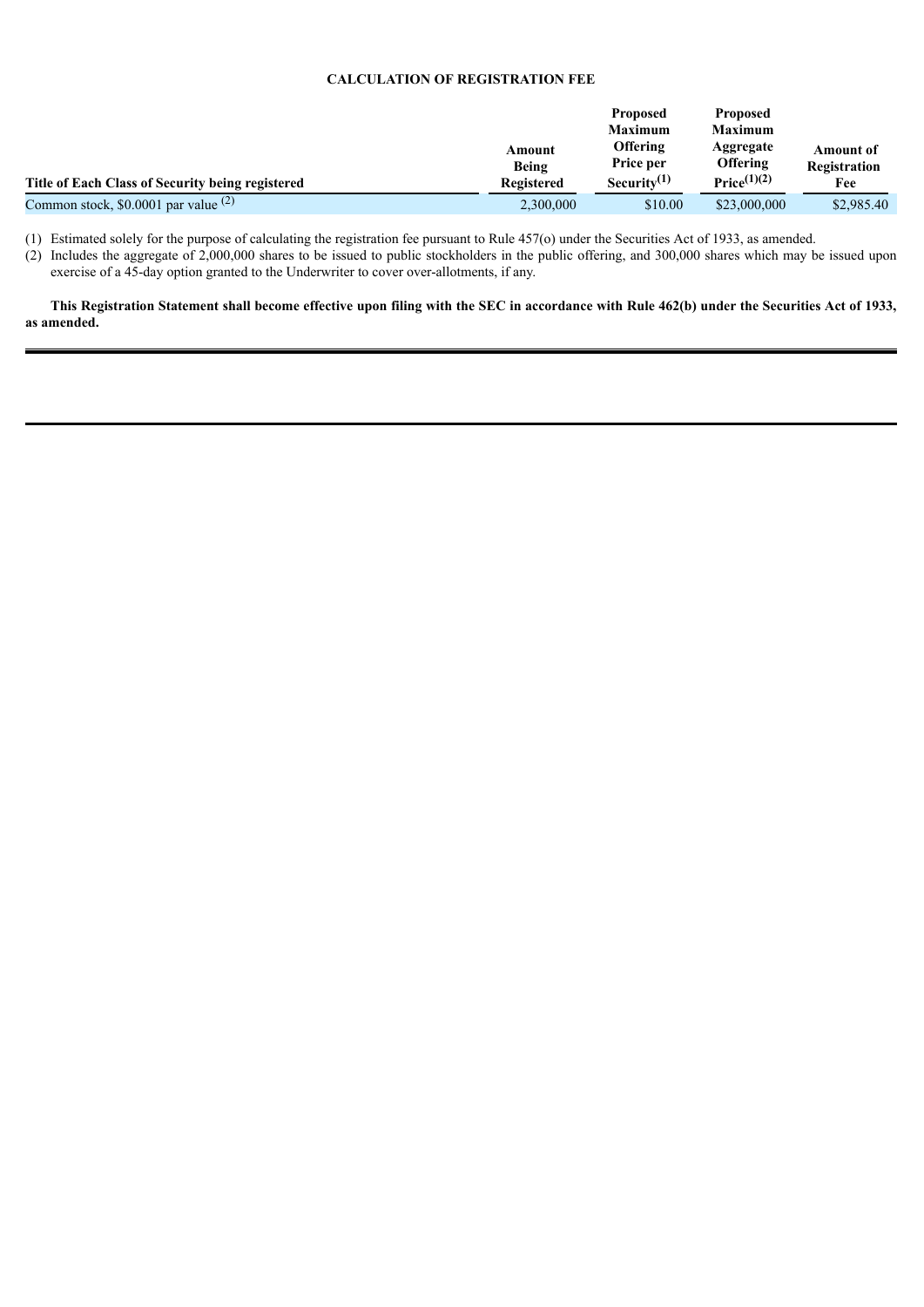## CALCULATION OF REGISTRATION FEE

| Title of Each Class of Security being registered | Amount Being Registered | Proposed Maximum Offering Price per Security[(1)] | Proposed Maximum Aggregate Offering Price[(1)(2)] | Amount of Registration Fee |
|---|---|---|---|---|
| Common stock, $0.0001 par value [(2)] | 2,300,000 | $10.00 | $23,000,000 | $2,985.40 |

(1) Estimated solely for the purpose of calculating the registration fee pursuant to Rule 457(o) under the Securities Act of 1933, as amended.

(2) Includes the aggregate of 2,000,000 shares to be issued to public stockholders in the public offering, and 300,000 shares which may be issued upon exercise of a 45-day option granted to the Underwriter to cover over-allotments, if any.

**This Registration Statement shall become effective upon filing with the SEC in accordance with Rule 462(b) under the Securities Act of 1933, as amended.**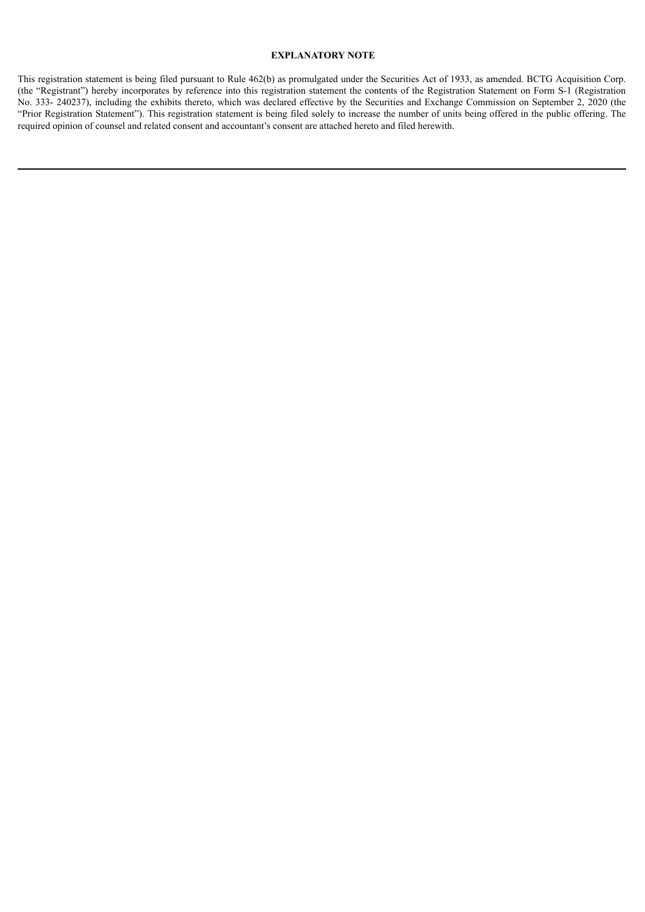## EXPLANATORY NOTE

This registration statement is being filed pursuant to Rule 462(b) as promulgated under the Securities Act of 1933, as amended. BCTG Acquisition Corp. (the "Registrant") hereby incorporates by reference into this registration statement the contents of the Registration Statement on Form S-1 (Registration No. 333- 240237), including the exhibits thereto, which was declared effective by the Securities and Exchange Commission on September 2, 2020 (the "Prior Registration Statement"). This registration statement is being filed solely to increase the number of units being offered in the public offering. The required opinion of counsel and related consent and accountant's consent are attached hereto and filed herewith.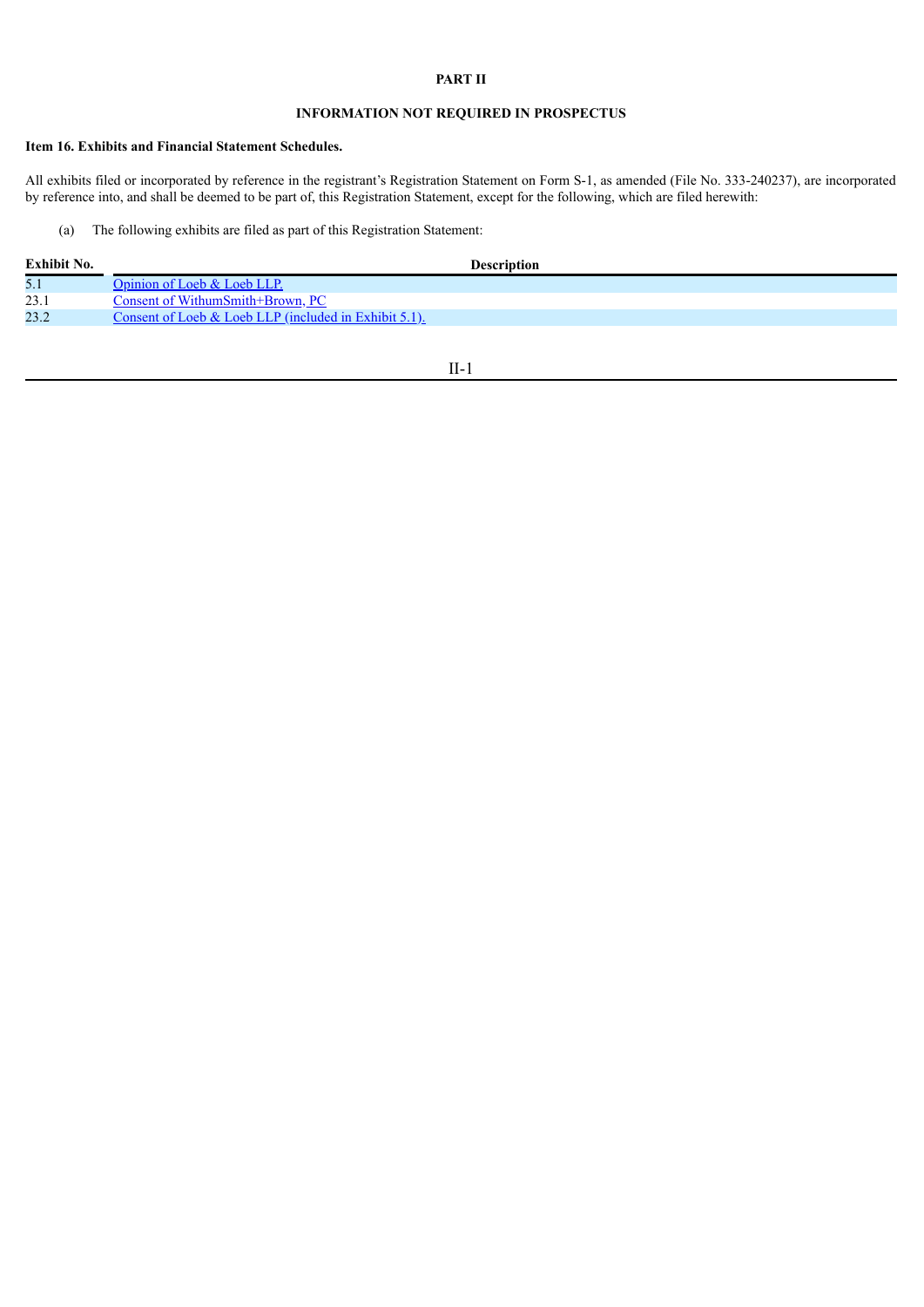# PART II

## INFORMATION NOT REQUIRED IN PROSPECTUS

### Item 16. Exhibits and Financial Statement Schedules.

All exhibits filed or incorporated by reference in the registrant's Registration Statement on Form S-1, as amended (File No. 333-240237), are incorporated by reference into, and shall be deemed to be part of, this Registration Statement, except for the following, which are filed herewith:

(a) The following exhibits are filed as part of this Registration Statement:

| Exhibit No. | Description |
|---|---|
| 5.1 | Opinion of Loeb & Loeb LLP. |
| 23.1 | Consent of WithumSmith+Brown, PC |
| 23.2 | Consent of Loeb & Loeb LLP (included in Exhibit 5.1). |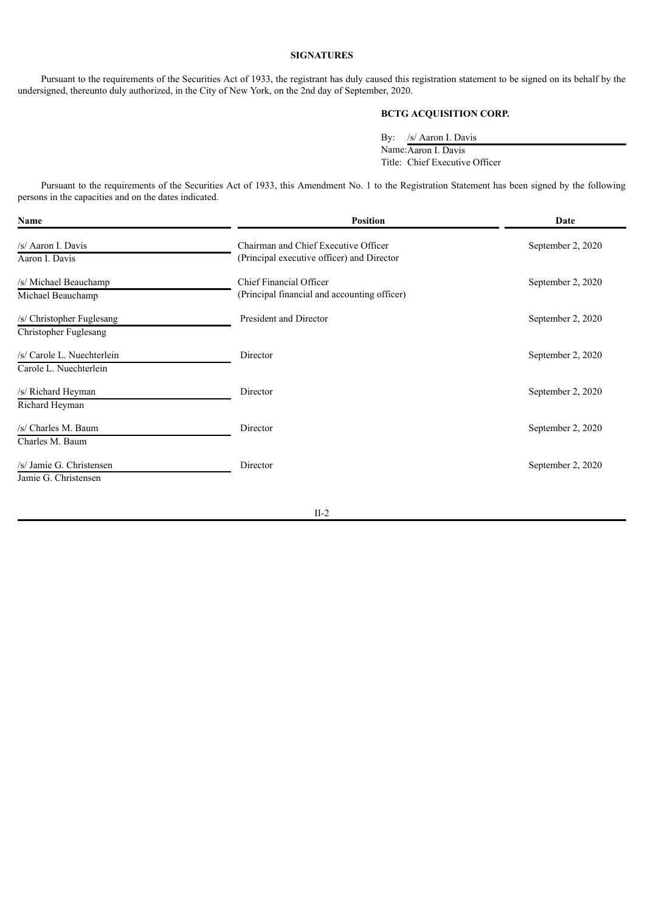## SIGNATURES

Pursuant to the requirements of the Securities Act of 1933, the registrant has duly caused this registration statement to be signed on its behalf by the undersigned, thereunto duly authorized, in the City of New York, on the 2nd day of September, 2020.

**BCTG ACQUISITION CORP.**

By: /s/ Aaron I. Davis
Name: Aaron I. Davis
Title: Chief Executive Officer

Pursuant to the requirements of the Securities Act of 1933, this Amendment No. 1 to the Registration Statement has been signed by the following persons in the capacities and on the dates indicated.

| Name | Position | Date |
| --- | --- | --- |
| /s/ Aaron I. Davis<br>Aaron I. Davis | Chairman and Chief Executive Officer<br>(Principal executive officer) and Director | September 2, 2020 |
| /s/ Michael Beauchamp<br>Michael Beauchamp | Chief Financial Officer<br>(Principal financial and accounting officer) | September 2, 2020 |
| /s/ Christopher Fuglesang<br>Christopher Fuglesang | President and Director | September 2, 2020 |
| /s/ Carole L. Nuechterlein<br>Carole L. Nuechterlein | Director | September 2, 2020 |
| /s/ Richard Heyman<br>Richard Heyman | Director | September 2, 2020 |
| /s/ Charles M. Baum<br>Charles M. Baum | Director | September 2, 2020 |
| /s/ Jamie G. Christensen<br>Jamie G. Christensen | Director | September 2, 2020 |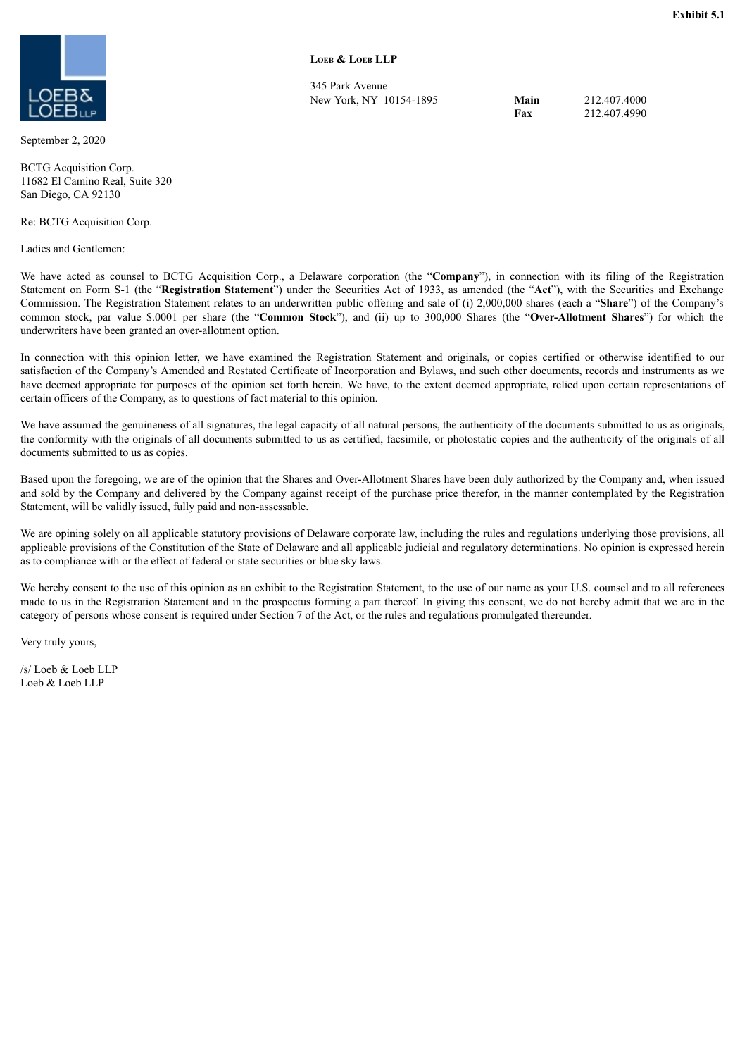**Exhibit 5.1**

**Loeb & Loeb LLP**

345 Park Avenue
New York, NY 10154-1895

**Main** 212.407.4000
**Fax** 212.407.4990

September 2, 2020

BCTG Acquisition Corp.
11682 El Camino Real, Suite 320
San Diego, CA 92130

Re: BCTG Acquisition Corp.

Ladies and Gentlemen:

We have acted as counsel to BCTG Acquisition Corp., a Delaware corporation (the "**Company**"), in connection with its filing of the Registration Statement on Form S-1 (the "**Registration Statement**") under the Securities Act of 1933, as amended (the "**Act**"), with the Securities and Exchange Commission. The Registration Statement relates to an underwritten public offering and sale of (i) 2,000,000 shares (each a "**Share**") of the Company's common stock, par value $.0001 per share (the "**Common Stock**"), and (ii) up to 300,000 Shares (the "**Over-Allotment Shares**") for which the underwriters have been granted an over-allotment option.

In connection with this opinion letter, we have examined the Registration Statement and originals, or copies certified or otherwise identified to our satisfaction of the Company's Amended and Restated Certificate of Incorporation and Bylaws, and such other documents, records and instruments as we have deemed appropriate for purposes of the opinion set forth herein. We have, to the extent deemed appropriate, relied upon certain representations of certain officers of the Company, as to questions of fact material to this opinion.

We have assumed the genuineness of all signatures, the legal capacity of all natural persons, the authenticity of the documents submitted to us as originals, the conformity with the originals of all documents submitted to us as certified, facsimile, or photostatic copies and the authenticity of the originals of all documents submitted to us as copies.

Based upon the foregoing, we are of the opinion that the Shares and Over-Allotment Shares have been duly authorized by the Company and, when issued and sold by the Company and delivered by the Company against receipt of the purchase price therefor, in the manner contemplated by the Registration Statement, will be validly issued, fully paid and non-assessable.

We are opining solely on all applicable statutory provisions of Delaware corporate law, including the rules and regulations underlying those provisions, all applicable provisions of the Constitution of the State of Delaware and all applicable judicial and regulatory determinations. No opinion is expressed herein as to compliance with or the effect of federal or state securities or blue sky laws.

We hereby consent to the use of this opinion as an exhibit to the Registration Statement, to the use of our name as your U.S. counsel and to all references made to us in the Registration Statement and in the prospectus forming a part thereof. In giving this consent, we do not hereby admit that we are in the category of persons whose consent is required under Section 7 of the Act, or the rules and regulations promulgated thereunder.

Very truly yours,

/s/ Loeb & Loeb LLP
Loeb & Loeb LLP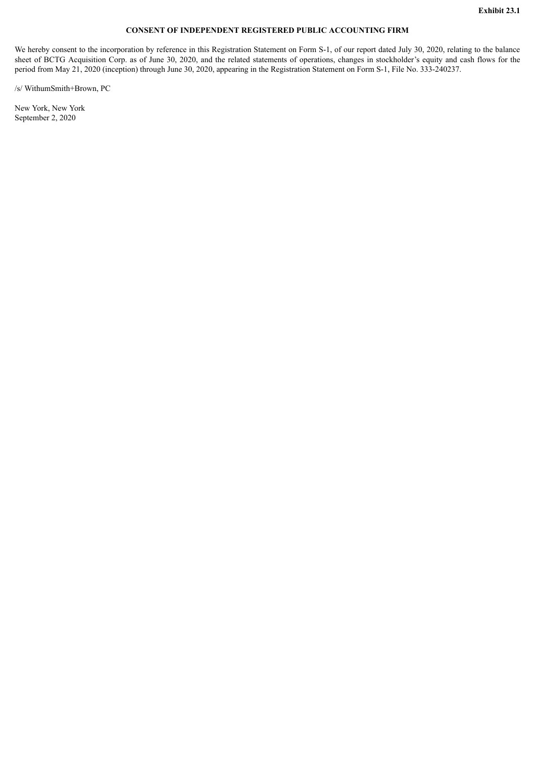**Exhibit 23.1**

**CONSENT OF INDEPENDENT REGISTERED PUBLIC ACCOUNTING FIRM**

We hereby consent to the incorporation by reference in this Registration Statement on Form S-1, of our report dated July 30, 2020, relating to the balance sheet of BCTG Acquisition Corp. as of June 30, 2020, and the related statements of operations, changes in stockholder's equity and cash flows for the period from May 21, 2020 (inception) through June 30, 2020, appearing in the Registration Statement on Form S-1, File No. 333-240237.

/s/ WithumSmith+Brown, PC

New York, New York
September 2, 2020